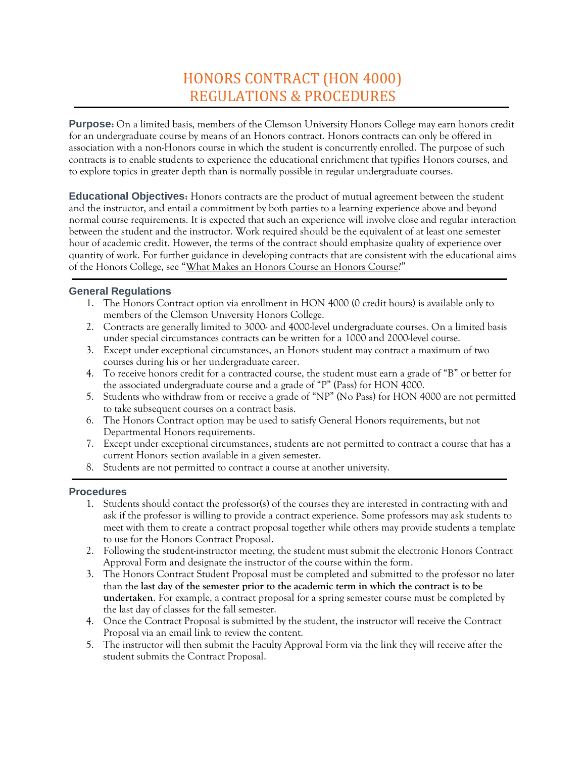# HONORS CONTRACT (HON 4000)
# REGULATIONS & PROCEDURES

**Purpose:** On a limited basis, members of the Clemson University Honors College may earn honors credit for an undergraduate course by means of an Honors contract. Honors contracts can only be offered in association with a non-Honors course in which the student is concurrently enrolled. The purpose of such contracts is to enable students to experience the educational enrichment that typifies Honors courses, and to explore topics in greater depth than is normally possible in regular undergraduate courses.

**Educational Objectives:** Honors contracts are the product of mutual agreement between the student and the instructor, and entail a commitment by both parties to a learning experience above and beyond normal course requirements. It is expected that such an experience will involve close and regular interaction between the student and the instructor. Work required should be the equivalent of at least one semester hour of academic credit. However, the terms of the contract should emphasize quality of experience over quantity of work. For further guidance in developing contracts that are consistent with the educational aims of the Honors College, see "What Makes an Honors Course an Honors Course?"

## General Regulations

1. The Honors Contract option via enrollment in HON 4000 (0 credit hours) is available only to members of the Clemson University Honors College.
2. Contracts are generally limited to 3000- and 4000-level undergraduate courses. On a limited basis under special circumstances contracts can be written for a 1000 and 2000-level course.
3. Except under exceptional circumstances, an Honors student may contract a maximum of two courses during his or her undergraduate career.
4. To receive honors credit for a contracted course, the student must earn a grade of "B" or better for the associated undergraduate course and a grade of "P" (Pass) for HON 4000.
5. Students who withdraw from or receive a grade of "NP" (No Pass) for HON 4000 are not permitted to take subsequent courses on a contract basis.
6. The Honors Contract option may be used to satisfy General Honors requirements, but not Departmental Honors requirements.
7. Except under exceptional circumstances, students are not permitted to contract a course that has a current Honors section available in a given semester.
8. Students are not permitted to contract a course at another university.

## Procedures

1. Students should contact the professor(s) of the courses they are interested in contracting with and ask if the professor is willing to provide a contract experience. Some professors may ask students to meet with them to create a contract proposal together while others may provide students a template to use for the Honors Contract Proposal.
2. Following the student-instructor meeting, the student must submit the electronic Honors Contract Approval Form and designate the instructor of the course within the form.
3. The Honors Contract Student Proposal must be completed and submitted to the professor no later than the **last day of the semester prior to the academic term in which the contract is to be undertaken**. For example, a contract proposal for a spring semester course must be completed by the last day of classes for the fall semester.
4. Once the Contract Proposal is submitted by the student, the instructor will receive the Contract Proposal via an email link to review the content.
5. The instructor will then submit the Faculty Approval Form via the link they will receive after the student submits the Contract Proposal.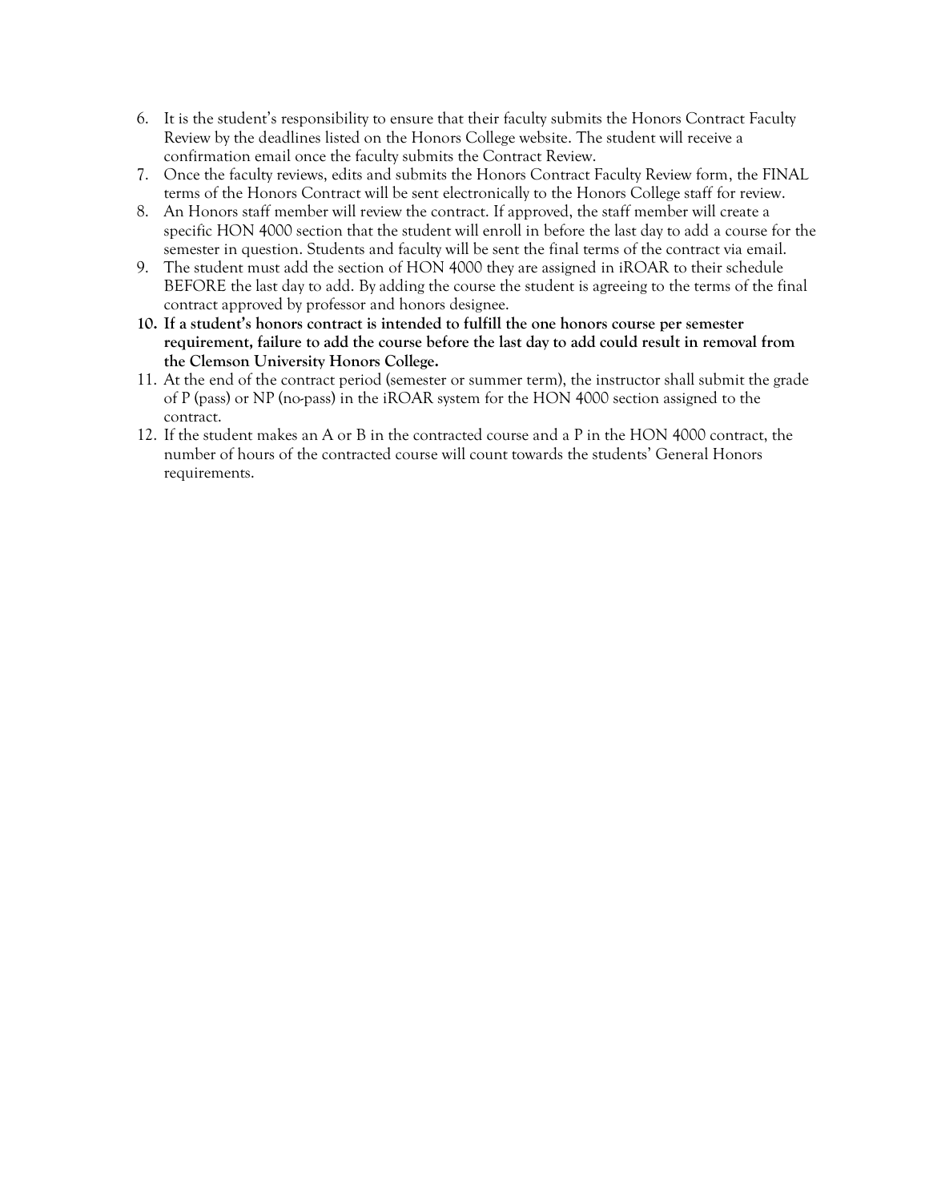6. It is the student's responsibility to ensure that their faculty submits the Honors Contract Faculty Review by the deadlines listed on the Honors College website. The student will receive a confirmation email once the faculty submits the Contract Review.
7. Once the faculty reviews, edits and submits the Honors Contract Faculty Review form, the FINAL terms of the Honors Contract will be sent electronically to the Honors College staff for review.
8. An Honors staff member will review the contract. If approved, the staff member will create a specific HON 4000 section that the student will enroll in before the last day to add a course for the semester in question. Students and faculty will be sent the final terms of the contract via email.
9. The student must add the section of HON 4000 they are assigned in iROAR to their schedule BEFORE the last day to add. By adding the course the student is agreeing to the terms of the final contract approved by professor and honors designee.
10. **If a student's honors contract is intended to fulfill the one honors course per semester requirement, failure to add the course before the last day to add could result in removal from the Clemson University Honors College.**
11. At the end of the contract period (semester or summer term), the instructor shall submit the grade of P (pass) or NP (no-pass) in the iROAR system for the HON 4000 section assigned to the contract.
12. If the student makes an A or B in the contracted course and a P in the HON 4000 contract, the number of hours of the contracted course will count towards the students' General Honors requirements.